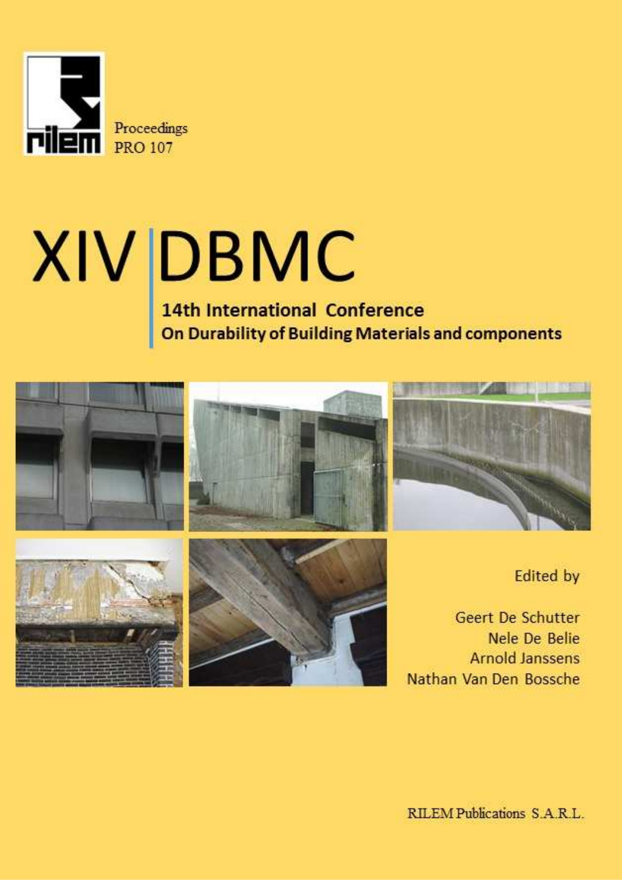rilem

Proceedings
PRO 107

# XIV DBMC

## 14th International Conference
## On Durability of Building Materials and components

Edited by

Geert De Schutter
Nele De Belie
Arnold Janssens
Nathan Van Den Bossche

RILEM Publications S.A.R.L.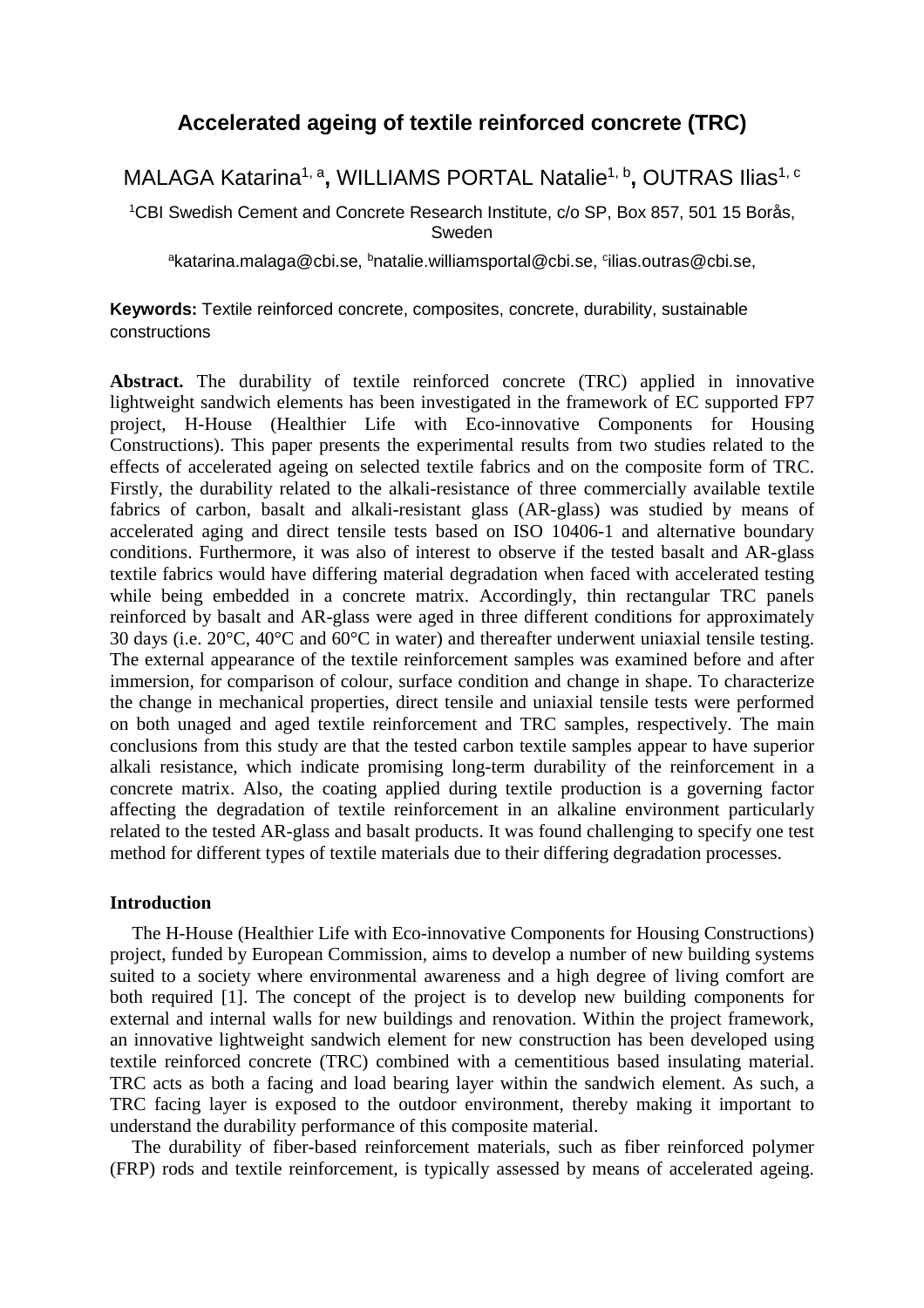# Accelerated ageing of textile reinforced concrete (TRC)

MALAGA Katarina[1, a], WILLIAMS PORTAL Natalie[1, b], OUTRAS Ilias[1, c]

[1]CBI Swedish Cement and Concrete Research Institute, c/o SP, Box 857, 501 15 Borås, Sweden

[a]katarina.malaga@cbi.se, [b]natalie.williamsportal@cbi.se, [c]ilias.outras@cbi.se,

**Keywords:** Textile reinforced concrete, composites, concrete, durability, sustainable constructions

**Abstract.** The durability of textile reinforced concrete (TRC) applied in innovative lightweight sandwich elements has been investigated in the framework of EC supported FP7 project, H-House (Healthier Life with Eco-innovative Components for Housing Constructions). This paper presents the experimental results from two studies related to the effects of accelerated ageing on selected textile fabrics and on the composite form of TRC. Firstly, the durability related to the alkali-resistance of three commercially available textile fabrics of carbon, basalt and alkali-resistant glass (AR-glass) was studied by means of accelerated aging and direct tensile tests based on ISO 10406-1 and alternative boundary conditions. Furthermore, it was also of interest to observe if the tested basalt and AR-glass textile fabrics would have differing material degradation when faced with accelerated testing while being embedded in a concrete matrix. Accordingly, thin rectangular TRC panels reinforced by basalt and AR-glass were aged in three different conditions for approximately 30 days (i.e. 20°C, 40°C and 60°C in water) and thereafter underwent uniaxial tensile testing. The external appearance of the textile reinforcement samples was examined before and after immersion, for comparison of colour, surface condition and change in shape. To characterize the change in mechanical properties, direct tensile and uniaxial tensile tests were performed on both unaged and aged textile reinforcement and TRC samples, respectively. The main conclusions from this study are that the tested carbon textile samples appear to have superior alkali resistance, which indicate promising long-term durability of the reinforcement in a concrete matrix. Also, the coating applied during textile production is a governing factor affecting the degradation of textile reinforcement in an alkaline environment particularly related to the tested AR-glass and basalt products. It was found challenging to specify one test method for different types of textile materials due to their differing degradation processes.

## Introduction

The H-House (Healthier Life with Eco-innovative Components for Housing Constructions) project, funded by European Commission, aims to develop a number of new building systems suited to a society where environmental awareness and a high degree of living comfort are both required [1]. The concept of the project is to develop new building components for external and internal walls for new buildings and renovation. Within the project framework, an innovative lightweight sandwich element for new construction has been developed using textile reinforced concrete (TRC) combined with a cementitious based insulating material. TRC acts as both a facing and load bearing layer within the sandwich element. As such, a TRC facing layer is exposed to the outdoor environment, thereby making it important to understand the durability performance of this composite material.

The durability of fiber-based reinforcement materials, such as fiber reinforced polymer (FRP) rods and textile reinforcement, is typically assessed by means of accelerated ageing.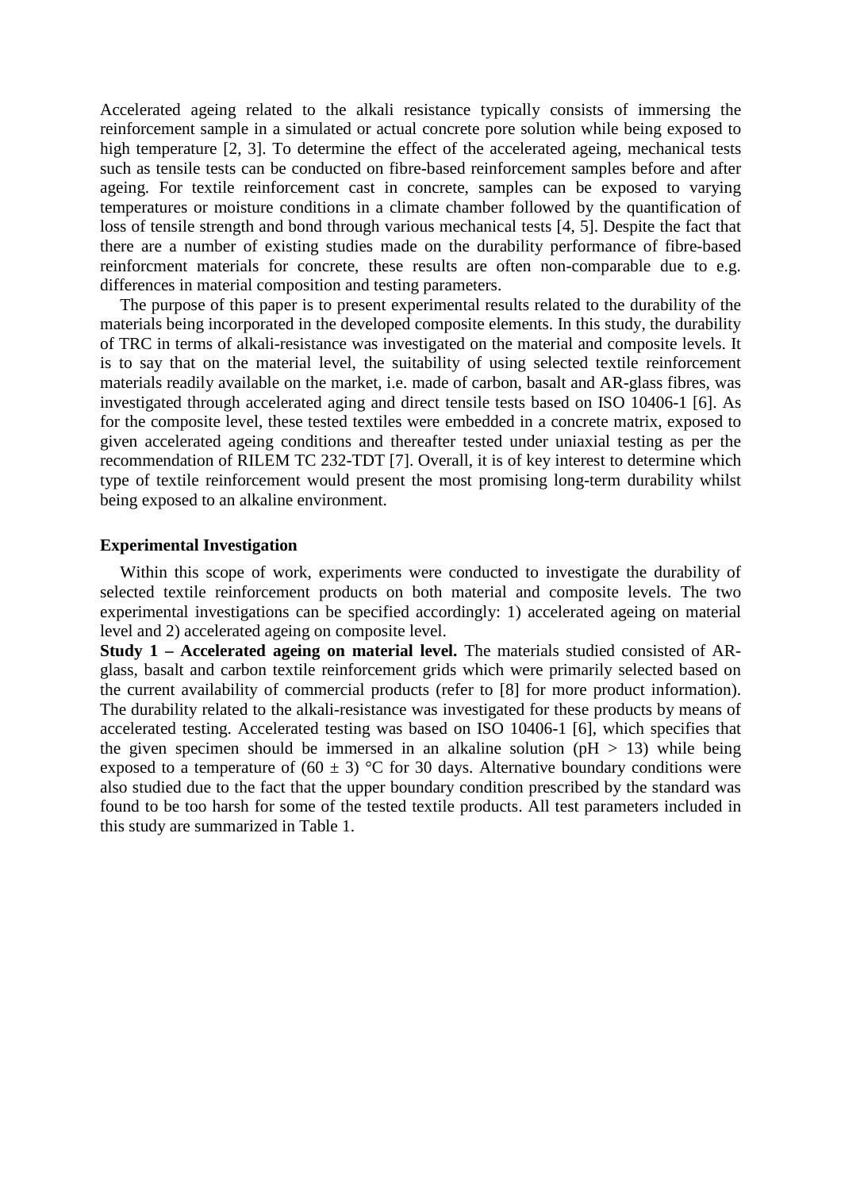Accelerated ageing related to the alkali resistance typically consists of immersing the reinforcement sample in a simulated or actual concrete pore solution while being exposed to high temperature [2, 3]. To determine the effect of the accelerated ageing, mechanical tests such as tensile tests can be conducted on fibre-based reinforcement samples before and after ageing. For textile reinforcement cast in concrete, samples can be exposed to varying temperatures or moisture conditions in a climate chamber followed by the quantification of loss of tensile strength and bond through various mechanical tests [4, 5]. Despite the fact that there are a number of existing studies made on the durability performance of fibre-based reinforcment materials for concrete, these results are often non-comparable due to e.g. differences in material composition and testing parameters.

The purpose of this paper is to present experimental results related to the durability of the materials being incorporated in the developed composite elements. In this study, the durability of TRC in terms of alkali-resistance was investigated on the material and composite levels. It is to say that on the material level, the suitability of using selected textile reinforcement materials readily available on the market, i.e. made of carbon, basalt and AR-glass fibres, was investigated through accelerated aging and direct tensile tests based on ISO 10406-1 [6]. As for the composite level, these tested textiles were embedded in a concrete matrix, exposed to given accelerated ageing conditions and thereafter tested under uniaxial testing as per the recommendation of RILEM TC 232-TDT [7]. Overall, it is of key interest to determine which type of textile reinforcement would present the most promising long-term durability whilst being exposed to an alkaline environment.

### Experimental Investigation

Within this scope of work, experiments were conducted to investigate the durability of selected textile reinforcement products on both material and composite levels. The two experimental investigations can be specified accordingly: 1) accelerated ageing on material level and 2) accelerated ageing on composite level.

**Study 1 – Accelerated ageing on material level.** The materials studied consisted of AR-glass, basalt and carbon textile reinforcement grids which were primarily selected based on the current availability of commercial products (refer to [8] for more product information). The durability related to the alkali-resistance was investigated for these products by means of accelerated testing. Accelerated testing was based on ISO 10406-1 [6], which specifies that the given specimen should be immersed in an alkaline solution (pH > 13) while being exposed to a temperature of (60 ± 3) °C for 30 days. Alternative boundary conditions were also studied due to the fact that the upper boundary condition prescribed by the standard was found to be too harsh for some of the tested textile products. All test parameters included in this study are summarized in Table 1.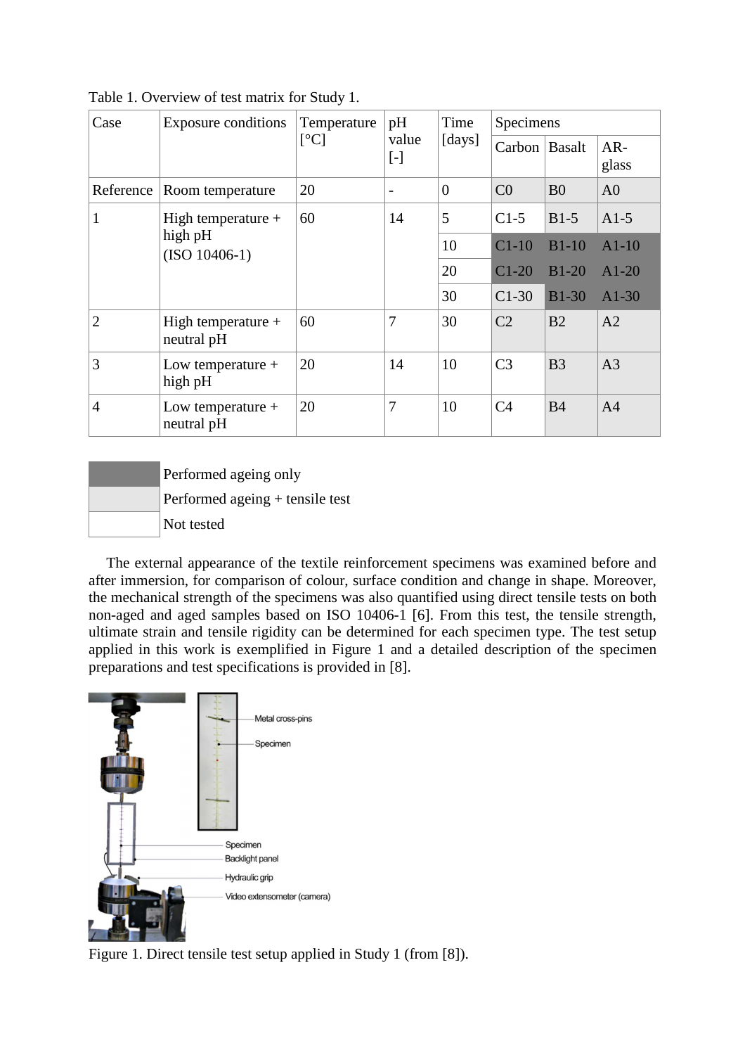Table 1. Overview of test matrix for Study 1.

| Case | Exposure conditions | Temperature [°C] | pH value [-] | Time [days] | Specimens | | |
|---|---|---|---|---|---|---|---|
| | | | | | Carbon | Basalt | AR-glass |
| Reference | Room temperature | 20 | - | 0 | C0 | B0 | A0 |
| 1 | High temperature + high pH (ISO 10406-1) | 60 | 14 | 5 | C1-5 | B1-5 | A1-5 |
| | | | | 10 | C1-10 | B1-10 | A1-10 |
| | | | | 20 | C1-20 | B1-20 | A1-20 |
| | | | | 30 | C1-30 | B1-30 | A1-30 |
| 2 | High temperature + neutral pH | 60 | 7 | 30 | C2 | B2 | A2 |
| 3 | Low temperature + high pH | 20 | 14 | 10 | C3 | B3 | A3 |
| 4 | Low temperature + neutral pH | 20 | 7 | 10 | C4 | B4 | A4 |

| Legend | |
|---|---|
| (dark grey) | Performed ageing only |
| (light grey) | Performed ageing + tensile test |
| (white) | Not tested |

The external appearance of the textile reinforcement specimens was examined before and after immersion, for comparison of colour, surface condition and change in shape. Moreover, the mechanical strength of the specimens was also quantified using direct tensile tests on both non-aged and aged samples based on ISO 10406-1 [6]. From this test, the tensile strength, ultimate strain and tensile rigidity can be determined for each specimen type. The test setup applied in this work is exemplified in Figure 1 and a detailed description of the specimen preparations and test specifications is provided in [8].

Figure 1. Direct tensile test setup applied in Study 1 (from [8]).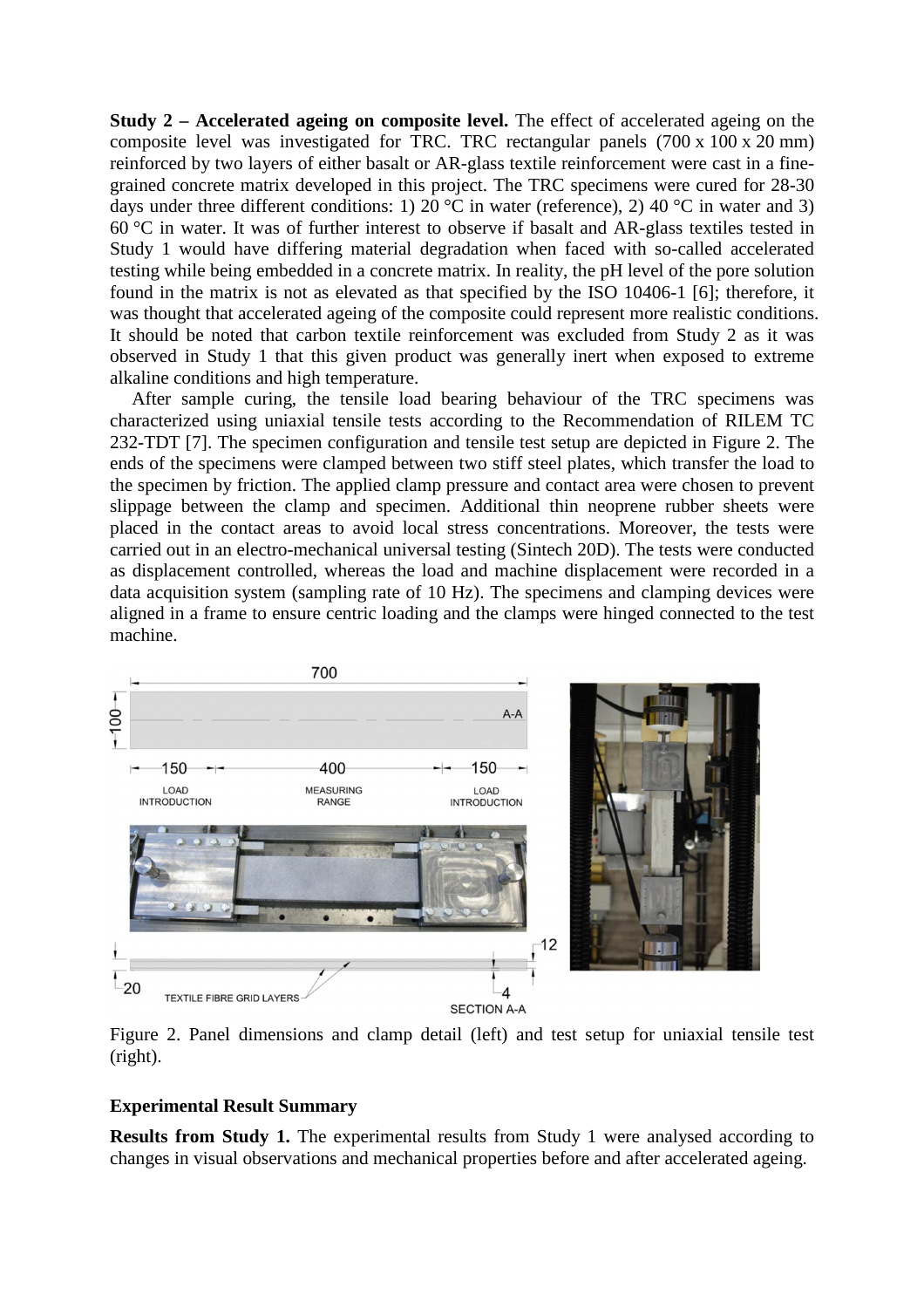**Study 2 – Accelerated ageing on composite level.** The effect of accelerated ageing on the composite level was investigated for TRC. TRC rectangular panels (700 x 100 x 20 mm) reinforced by two layers of either basalt or AR-glass textile reinforcement were cast in a fine-grained concrete matrix developed in this project. The TRC specimens were cured for 28-30 days under three different conditions: 1) 20 °C in water (reference), 2) 40 °C in water and 3) 60 °C in water. It was of further interest to observe if basalt and AR-glass textiles tested in Study 1 would have differing material degradation when faced with so-called accelerated testing while being embedded in a concrete matrix. In reality, the pH level of the pore solution found in the matrix is not as elevated as that specified by the ISO 10406-1 [6]; therefore, it was thought that accelerated ageing of the composite could represent more realistic conditions. It should be noted that carbon textile reinforcement was excluded from Study 2 as it was observed in Study 1 that this given product was generally inert when exposed to extreme alkaline conditions and high temperature.

After sample curing, the tensile load bearing behaviour of the TRC specimens was characterized using uniaxial tensile tests according to the Recommendation of RILEM TC 232-TDT [7]. The specimen configuration and tensile test setup are depicted in Figure 2. The ends of the specimens were clamped between two stiff steel plates, which transfer the load to the specimen by friction. The applied clamp pressure and contact area were chosen to prevent slippage between the clamp and specimen. Additional thin neoprene rubber sheets were placed in the contact areas to avoid local stress concentrations. Moreover, the tests were carried out in an electro-mechanical universal testing (Sintech 20D). The tests were conducted as displacement controlled, whereas the load and machine displacement were recorded in a data acquisition system (sampling rate of 10 Hz). The specimens and clamping devices were aligned in a frame to ensure centric loading and the clamps were hinged connected to the test machine.

Figure 2. Panel dimensions and clamp detail (left) and test setup for uniaxial tensile test (right).

## Experimental Result Summary

**Results from Study 1.** The experimental results from Study 1 were analysed according to changes in visual observations and mechanical properties before and after accelerated ageing.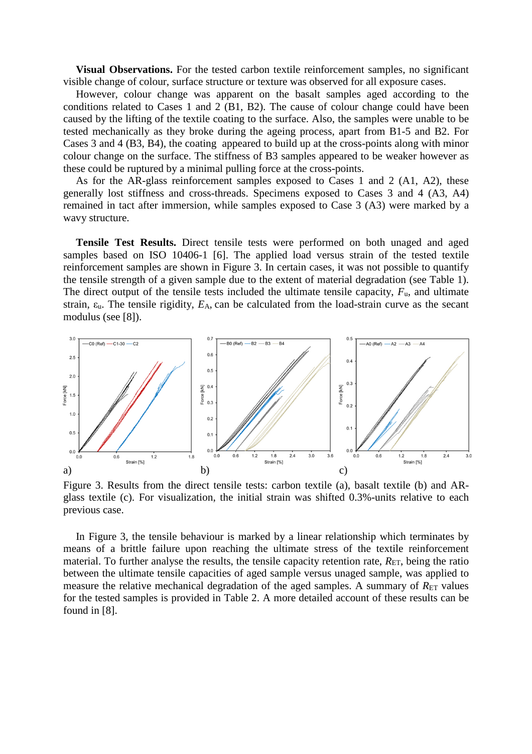**Visual Observations.** For the tested carbon textile reinforcement samples, no significant visible change of colour, surface structure or texture was observed for all exposure cases.

However, colour change was apparent on the basalt samples aged according to the conditions related to Cases 1 and 2 (B1, B2). The cause of colour change could have been caused by the lifting of the textile coating to the surface. Also, the samples were unable to be tested mechanically as they broke during the ageing process, apart from B1-5 and B2. For Cases 3 and 4 (B3, B4), the coating appeared to build up at the cross-points along with minor colour change on the surface. The stiffness of B3 samples appeared to be weaker however as these could be ruptured by a minimal pulling force at the cross-points.

As for the AR-glass reinforcement samples exposed to Cases 1 and 2 (A1, A2), these generally lost stiffness and cross-threads. Specimens exposed to Cases 3 and 4 (A3, A4) remained in tact after immersion, while samples exposed to Case 3 (A3) were marked by a wavy structure.

**Tensile Test Results.** Direct tensile tests were performed on both unaged and aged samples based on ISO 10406-1 [6]. The applied load versus strain of the tested textile reinforcement samples are shown in Figure 3. In certain cases, it was not possible to quantify the tensile strength of a given sample due to the extent of material degradation (see Table 1). The direct output of the tensile tests included the ultimate tensile capacity, $F_u$, and ultimate strain, $\varepsilon_u$. The tensile rigidity, $E_A$, can be calculated from the load-strain curve as the secant modulus (see [8]).

a) b) c)

Figure 3. Results from the direct tensile tests: carbon textile (a), basalt textile (b) and AR-glass textile (c). For visualization, the initial strain was shifted 0.3%-units relative to each previous case.

In Figure 3, the tensile behaviour is marked by a linear relationship which terminates by means of a brittle failure upon reaching the ultimate stress of the textile reinforcement material. To further analyse the results, the tensile capacity retention rate, $R_{ET}$, being the ratio between the ultimate tensile capacities of aged sample versus unaged sample, was applied to measure the relative mechanical degradation of the aged samples. A summary of $R_{ET}$ values for the tested samples is provided in Table 2. A more detailed account of these results can be found in [8].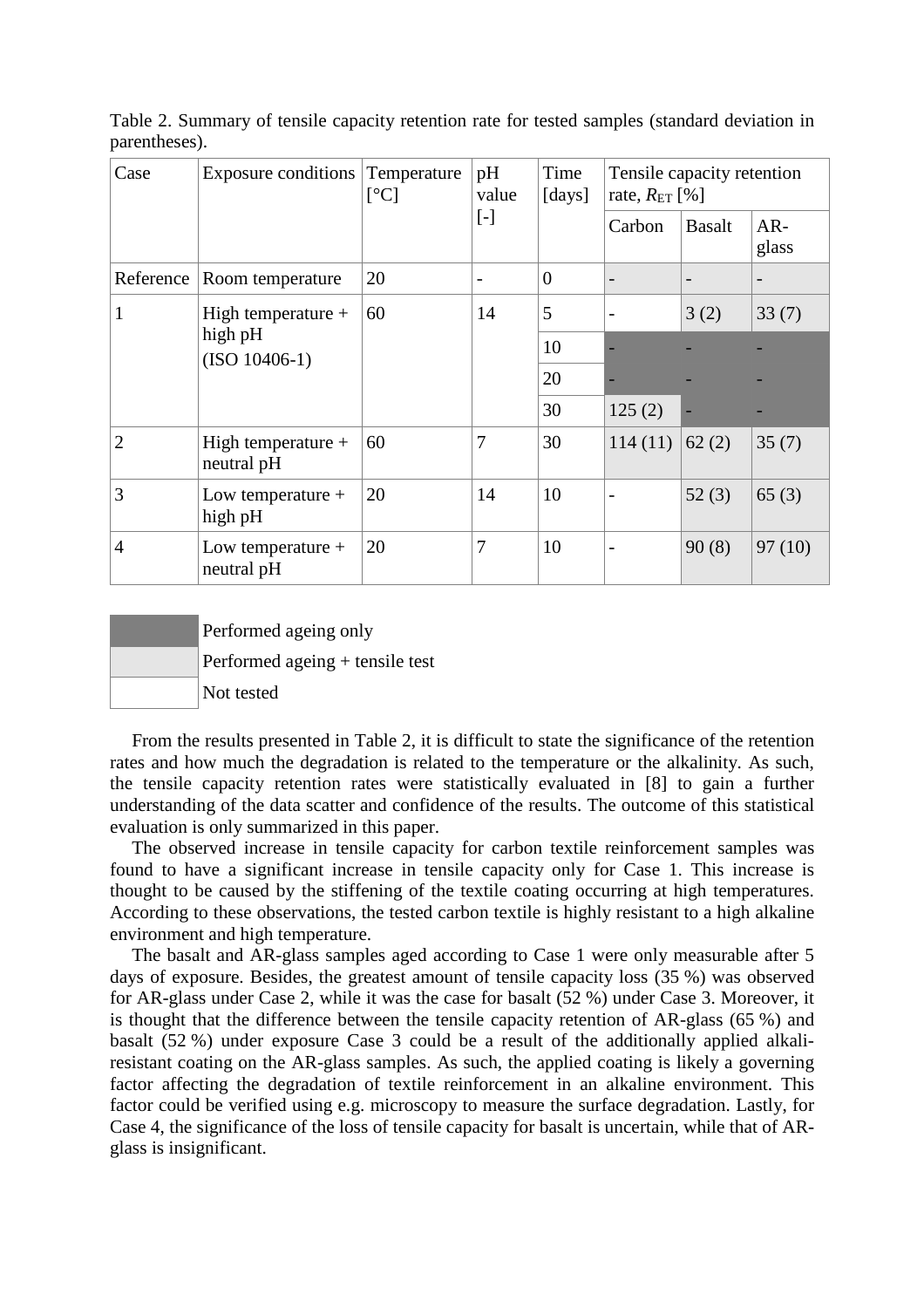Table 2. Summary of tensile capacity retention rate for tested samples (standard deviation in parentheses).

| Case | Exposure conditions | Temperature [°C] | pH value [-] | Time [days] | Tensile capacity retention rate, $R_{ET}$ [%] | | |
|---|---|---|---|---|---|---|---|
| | | | | | Carbon | Basalt | AR-glass |
| Reference | Room temperature | 20 | - | 0 | - | - | - |
| 1 | High temperature + high pH (ISO 10406-1) | 60 | 14 | 5 | - | 3 (2) | 33 (7) |
| | | | | 10 | - | - | - |
| | | | | 20 | - | - | - |
| | | | | 30 | 125 (2) | - | - |
| 2 | High temperature + neutral pH | 60 | 7 | 30 | 114 (11) | 62 (2) | 35 (7) |
| 3 | Low temperature + high pH | 20 | 14 | 10 | - | 52 (3) | 65 (3) |
| 4 | Low temperature + neutral pH | 20 | 7 | 10 | - | 90 (8) | 97 (10) |

| Legend | |
|---|---|
| (dark grey) | Performed ageing only |
| (light grey) | Performed ageing + tensile test |
| (white) | Not tested |

From the results presented in Table 2, it is difficult to state the significance of the retention rates and how much the degradation is related to the temperature or the alkalinity. As such, the tensile capacity retention rates were statistically evaluated in [8] to gain a further understanding of the data scatter and confidence of the results. The outcome of this statistical evaluation is only summarized in this paper.

The observed increase in tensile capacity for carbon textile reinforcement samples was found to have a significant increase in tensile capacity only for Case 1. This increase is thought to be caused by the stiffening of the textile coating occurring at high temperatures. According to these observations, the tested carbon textile is highly resistant to a high alkaline environment and high temperature.

The basalt and AR-glass samples aged according to Case 1 were only measurable after 5 days of exposure. Besides, the greatest amount of tensile capacity loss (35 %) was observed for AR-glass under Case 2, while it was the case for basalt (52 %) under Case 3. Moreover, it is thought that the difference between the tensile capacity retention of AR-glass (65 %) and basalt (52 %) under exposure Case 3 could be a result of the additionally applied alkali-resistant coating on the AR-glass samples. As such, the applied coating is likely a governing factor affecting the degradation of textile reinforcement in an alkaline environment. This factor could be verified using e.g. microscopy to measure the surface degradation. Lastly, for Case 4, the significance of the loss of tensile capacity for basalt is uncertain, while that of AR-glass is insignificant.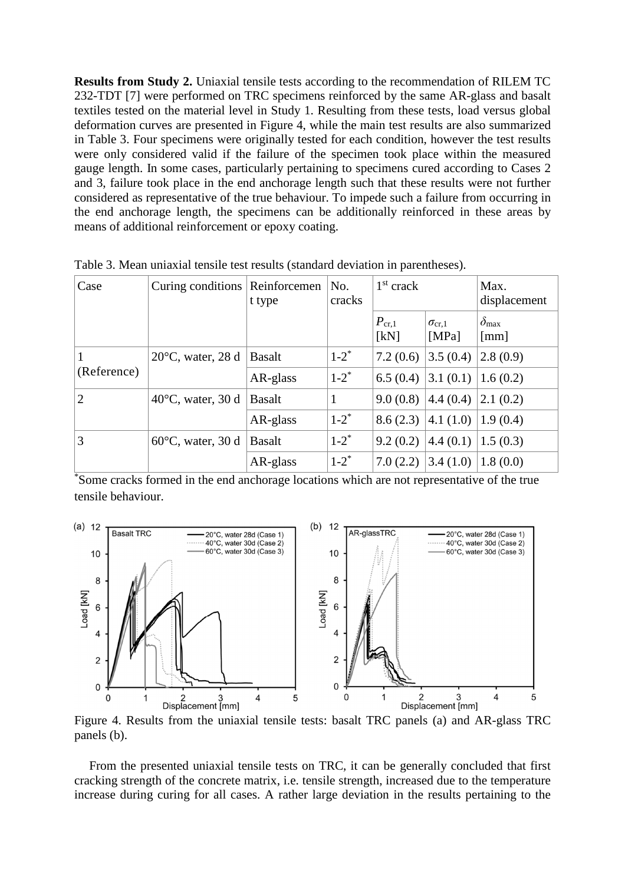**Results from Study 2.** Uniaxial tensile tests according to the recommendation of RILEM TC 232-TDT [7] were performed on TRC specimens reinforced by the same AR-glass and basalt textiles tested on the material level in Study 1. Resulting from these tests, load versus global deformation curves are presented in Figure 4, while the main test results are also summarized in Table 3. Four specimens were originally tested for each condition, however the test results were only considered valid if the failure of the specimen took place within the measured gauge length. In some cases, particularly pertaining to specimens cured according to Cases 2 and 3, failure took place in the end anchorage length such that these results were not further considered as representative of the true behaviour. To impede such a failure from occurring in the end anchorage length, the specimens can be additionally reinforced in these areas by means of additional reinforcement or epoxy coating.

Table 3. Mean uniaxial tensile test results (standard deviation in parentheses).

| Case | Curing conditions | Reinforcement type | No. cracks | 1st crack | | Max. displacement |
|---|---|---|---|---|---|---|
| | | | | $P_{cr,1}$ [kN] | $\sigma_{cr,1}$ [MPa] | $\delta_{max}$ [mm] |
| 1 (Reference) | 20°C, water, 28 d | Basalt | 1-2* | 7.2 (0.6) | 3.5 (0.4) | 2.8 (0.9) |
| | | AR-glass | 1-2* | 6.5 (0.4) | 3.1 (0.1) | 1.6 (0.2) |
| 2 | 40°C, water, 30 d | Basalt | 1 | 9.0 (0.8) | 4.4 (0.4) | 2.1 (0.2) |
| | | AR-glass | 1-2* | 8.6 (2.3) | 4.1 (1.0) | 1.9 (0.4) |
| 3 | 60°C, water, 30 d | Basalt | 1-2* | 9.2 (0.2) | 4.4 (0.1) | 1.5 (0.3) |
| | | AR-glass | 1-2* | 7.0 (2.2) | 3.4 (1.0) | 1.8 (0.0) |

*Some cracks formed in the end anchorage locations which are not representative of the true tensile behaviour.

Figure 4. Results from the uniaxial tensile tests: basalt TRC panels (a) and AR-glass TRC panels (b).

From the presented uniaxial tensile tests on TRC, it can be generally concluded that first cracking strength of the concrete matrix, i.e. tensile strength, increased due to the temperature increase during curing for all cases. A rather large deviation in the results pertaining to the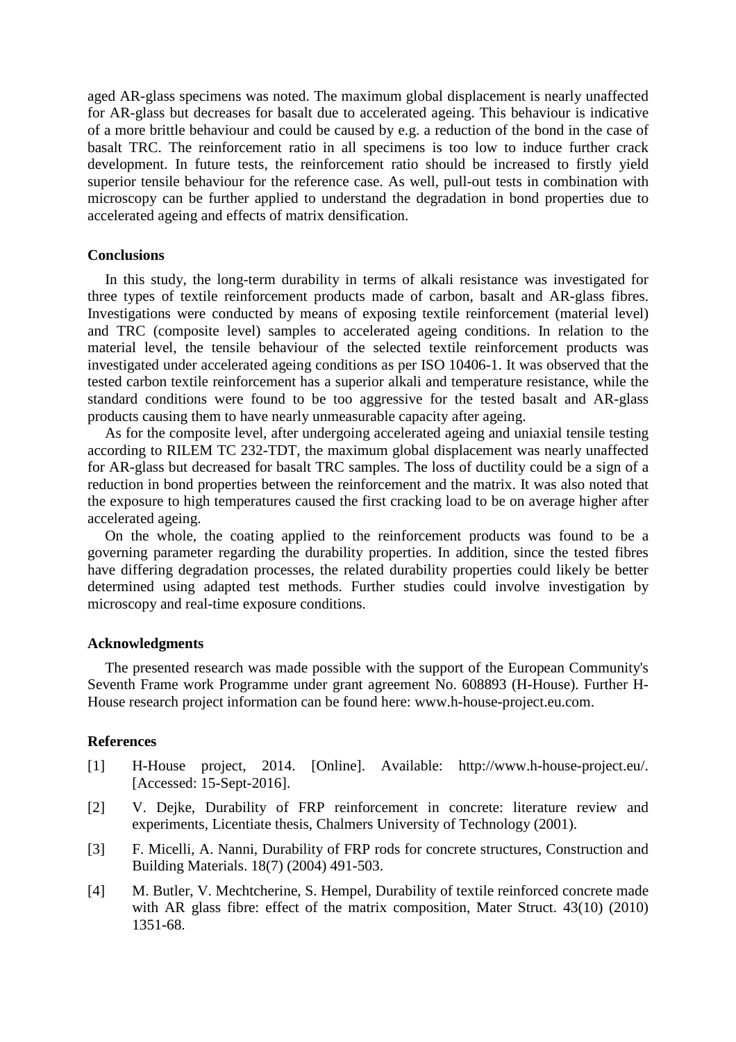aged AR-glass specimens was noted. The maximum global displacement is nearly unaffected for AR-glass but decreases for basalt due to accelerated ageing. This behaviour is indicative of a more brittle behaviour and could be caused by e.g. a reduction of the bond in the case of basalt TRC. The reinforcement ratio in all specimens is too low to induce further crack development. In future tests, the reinforcement ratio should be increased to firstly yield superior tensile behaviour for the reference case. As well, pull-out tests in combination with microscopy can be further applied to understand the degradation in bond properties due to accelerated ageing and effects of matrix densification.

### Conclusions

In this study, the long-term durability in terms of alkali resistance was investigated for three types of textile reinforcement products made of carbon, basalt and AR-glass fibres. Investigations were conducted by means of exposing textile reinforcement (material level) and TRC (composite level) samples to accelerated ageing conditions. In relation to the material level, the tensile behaviour of the selected textile reinforcement products was investigated under accelerated ageing conditions as per ISO 10406-1. It was observed that the tested carbon textile reinforcement has a superior alkali and temperature resistance, while the standard conditions were found to be too aggressive for the tested basalt and AR-glass products causing them to have nearly unmeasurable capacity after ageing.

As for the composite level, after undergoing accelerated ageing and uniaxial tensile testing according to RILEM TC 232-TDT, the maximum global displacement was nearly unaffected for AR-glass but decreased for basalt TRC samples. The loss of ductility could be a sign of a reduction in bond properties between the reinforcement and the matrix. It was also noted that the exposure to high temperatures caused the first cracking load to be on average higher after accelerated ageing.

On the whole, the coating applied to the reinforcement products was found to be a governing parameter regarding the durability properties. In addition, since the tested fibres have differing degradation processes, the related durability properties could likely be better determined using adapted test methods. Further studies could involve investigation by microscopy and real-time exposure conditions.

### Acknowledgments

The presented research was made possible with the support of the European Community's Seventh Frame work Programme under grant agreement No. 608893 (H-House). Further H-House research project information can be found here: www.h-house-project.eu.com.

### References

[1] H-House project, 2014. [Online]. Available: http://www.h-house-project.eu/. [Accessed: 15-Sept-2016].

[2] V. Dejke, Durability of FRP reinforcement in concrete: literature review and experiments, Licentiate thesis, Chalmers University of Technology (2001).

[3] F. Micelli, A. Nanni, Durability of FRP rods for concrete structures, Construction and Building Materials. 18(7) (2004) 491-503.

[4] M. Butler, V. Mechtcherine, S. Hempel, Durability of textile reinforced concrete made with AR glass fibre: effect of the matrix composition, Mater Struct. 43(10) (2010) 1351-68.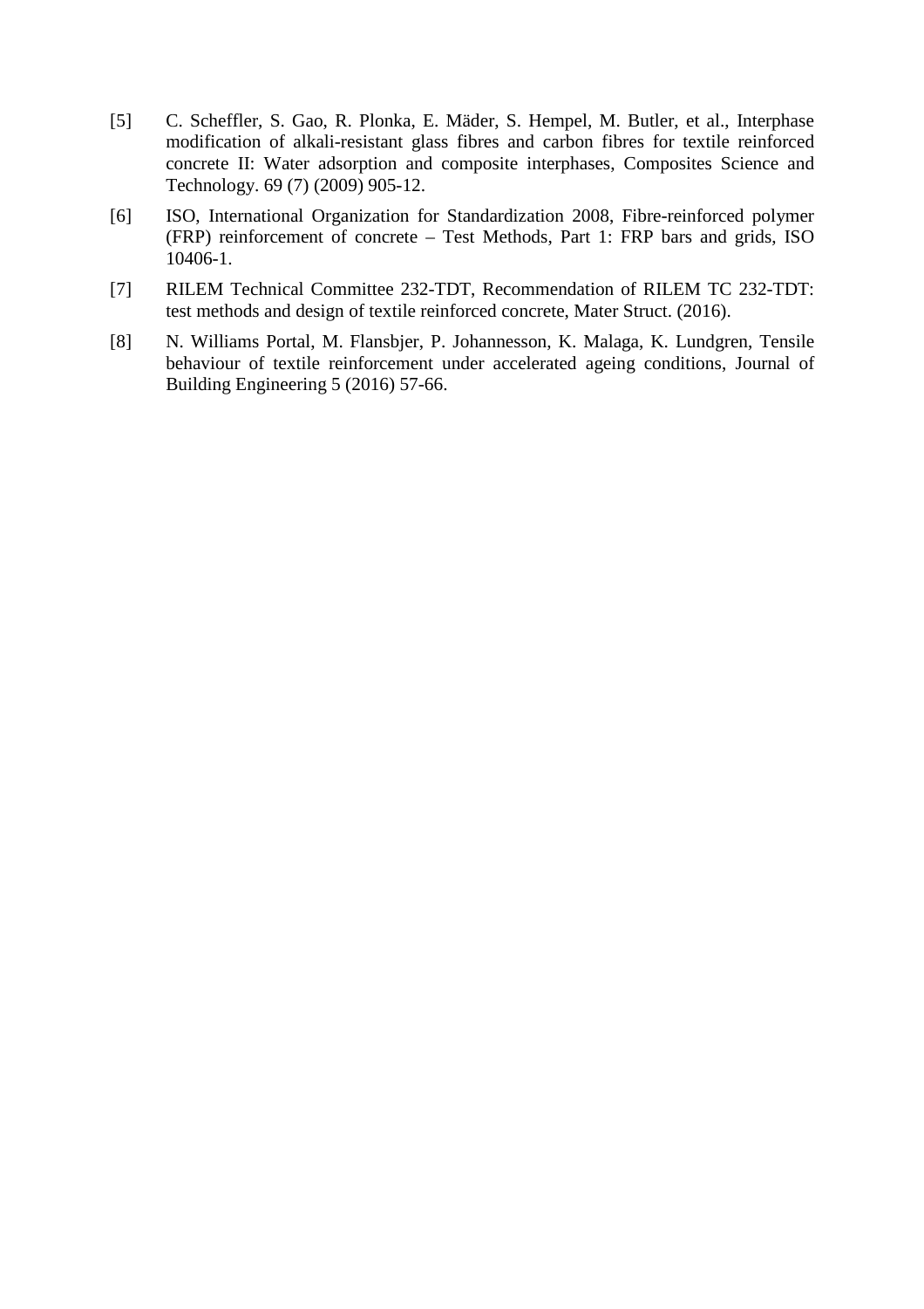[5] C. Scheffler, S. Gao, R. Plonka, E. Mäder, S. Hempel, M. Butler, et al., Interphase modification of alkali-resistant glass fibres and carbon fibres for textile reinforced concrete II: Water adsorption and composite interphases, Composites Science and Technology. 69 (7) (2009) 905-12.

[6] ISO, International Organization for Standardization 2008, Fibre-reinforced polymer (FRP) reinforcement of concrete – Test Methods, Part 1: FRP bars and grids, ISO 10406-1.

[7] RILEM Technical Committee 232-TDT, Recommendation of RILEM TC 232-TDT: test methods and design of textile reinforced concrete, Mater Struct. (2016).

[8] N. Williams Portal, M. Flansbjer, P. Johannesson, K. Malaga, K. Lundgren, Tensile behaviour of textile reinforcement under accelerated ageing conditions, Journal of Building Engineering 5 (2016) 57-66.